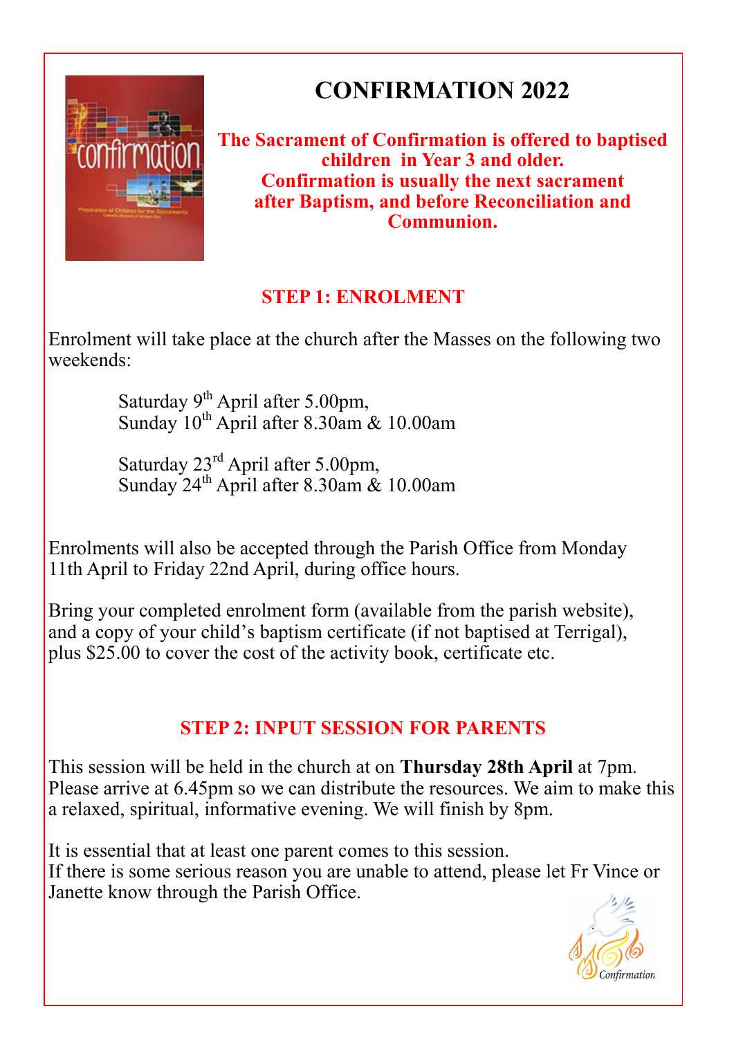# CONFIRMATION 2022

**The Sacrament of Confirmation is offered to baptised children in Year 3 and older.**
**Confirmation is usually the next sacrament after Baptism, and before Reconciliation and Communion.**

## STEP 1: ENROLMENT

Enrolment will take place at the church after the Masses on the following two weekends:

Saturday 9th April after 5.00pm,
Sunday 10th April after 8.30am & 10.00am

Saturday 23rd April after 5.00pm,
Sunday 24th April after 8.30am & 10.00am

Enrolments will also be accepted through the Parish Office from Monday 11th April to Friday 22nd April, during office hours.

Bring your completed enrolment form (available from the parish website), and a copy of your child's baptism certificate (if not baptised at Terrigal), plus $25.00 to cover the cost of the activity book, certificate etc.

## STEP 2: INPUT SESSION FOR PARENTS

This session will be held in the church at on **Thursday 28th April** at 7pm. Please arrive at 6.45pm so we can distribute the resources. We aim to make this a relaxed, spiritual, informative evening. We will finish by 8pm.

It is essential that at least one parent comes to this session.
If there is some serious reason you are unable to attend, please let Fr Vince or Janette know through the Parish Office.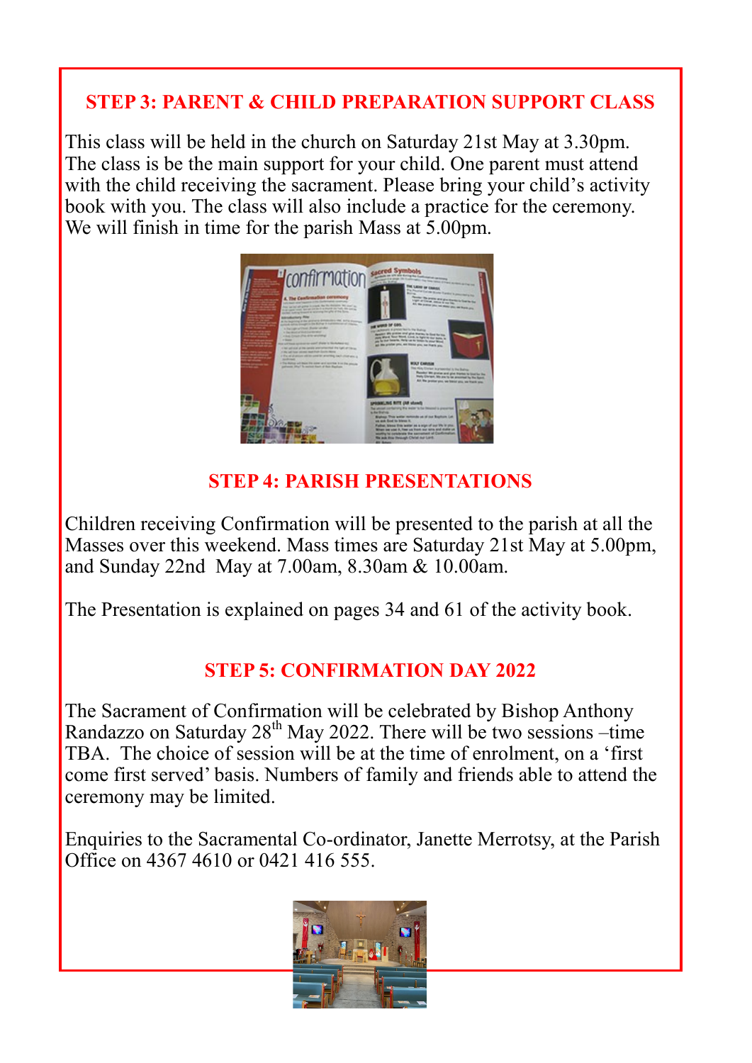## STEP 3: PARENT & CHILD PREPARATION SUPPORT CLASS

This class will be held in the church on Saturday 21st May at 3.30pm. The class is be the main support for your child. One parent must attend with the child receiving the sacrament. Please bring your child's activity book with you. The class will also include a practice for the ceremony. We will finish in time for the parish Mass at 5.00pm.

## STEP 4: PARISH PRESENTATIONS

Children receiving Confirmation will be presented to the parish at all the Masses over this weekend. Mass times are Saturday 21st May at 5.00pm, and Sunday 22nd May at 7.00am, 8.30am & 10.00am.

The Presentation is explained on pages 34 and 61 of the activity book.

## STEP 5: CONFIRMATION DAY 2022

The Sacrament of Confirmation will be celebrated by Bishop Anthony Randazzo on Saturday 28th May 2022. There will be two sessions –time TBA. The choice of session will be at the time of enrolment, on a 'first come first served' basis. Numbers of family and friends able to attend the ceremony may be limited.

Enquiries to the Sacramental Co-ordinator, Janette Merrotsy, at the Parish Office on 4367 4610 or 0421 416 555.